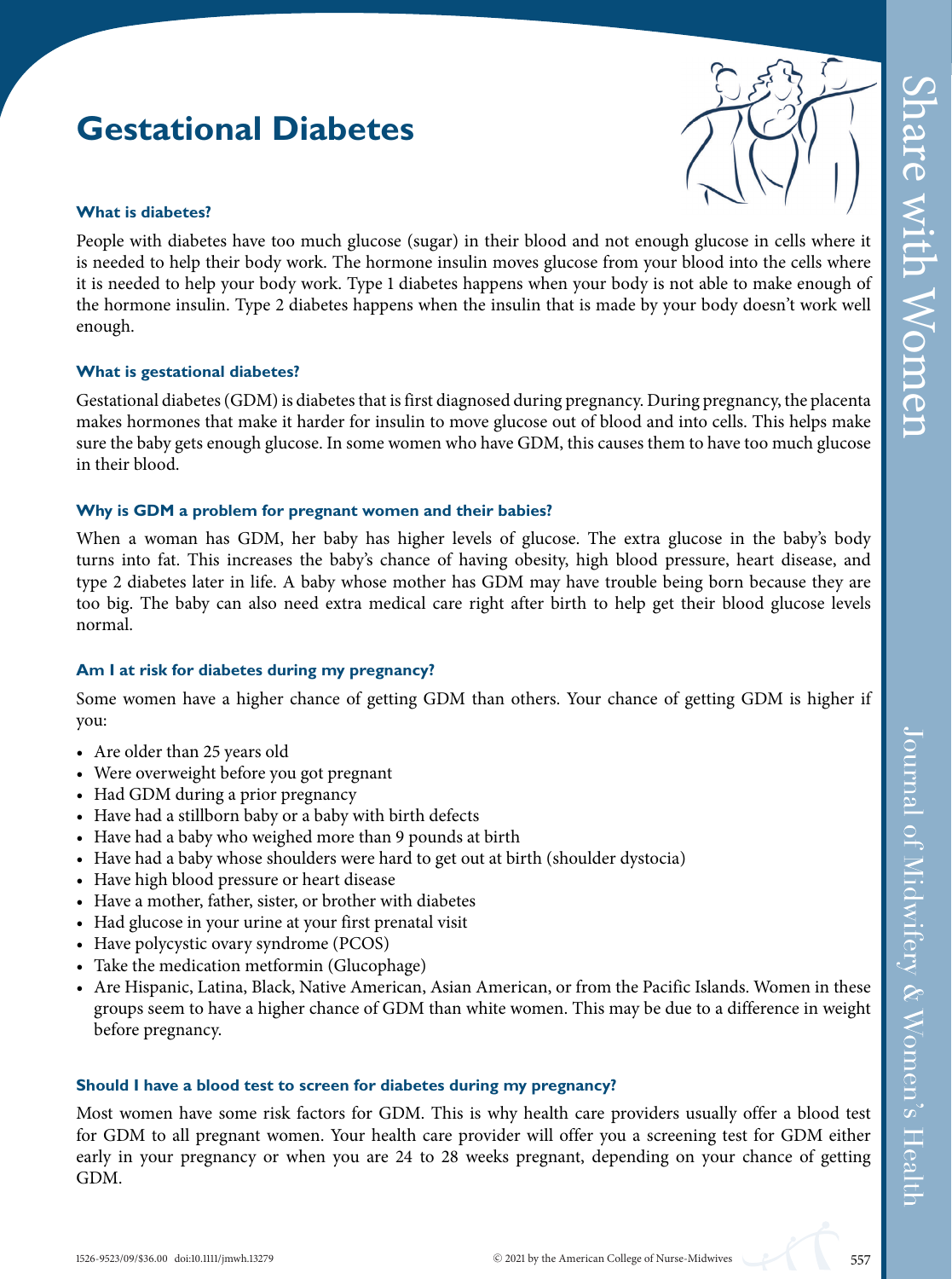# Gestational Diabetes

### What is diabetes?

People with diabetes have too much glucose (sugar) in their blood and not enough glucose in cells where it is needed to help their body work. The hormone insulin moves glucose from your blood into the cells where it is needed to help your body work. Type 1 diabetes happens when your body is not able to make enough of the hormone insulin. Type 2 diabetes happens when the insulin that is made by your body doesn't work well enough.

### What is gestational diabetes?

Gestational diabetes (GDM) is diabetes that is first diagnosed during pregnancy. During pregnancy, the placenta makes hormones that make it harder for insulin to move glucose out of blood and into cells. This helps make sure the baby gets enough glucose. In some women who have GDM, this causes them to have too much glucose in their blood.

### Why is GDM a problem for pregnant women and their babies?

When a woman has GDM, her baby has higher levels of glucose. The extra glucose in the baby's body turns into fat. This increases the baby's chance of having obesity, high blood pressure, heart disease, and type 2 diabetes later in life. A baby whose mother has GDM may have trouble being born because they are too big. The baby can also need extra medical care right after birth to help get their blood glucose levels normal.

### Am I at risk for diabetes during my pregnancy?

Some women have a higher chance of getting GDM than others. Your chance of getting GDM is higher if you:

- Are older than 25 years old
- Were overweight before you got pregnant
- Had GDM during a prior pregnancy
- Have had a stillborn baby or a baby with birth defects
- Have had a baby who weighed more than 9 pounds at birth
- Have had a baby whose shoulders were hard to get out at birth (shoulder dystocia)
- Have high blood pressure or heart disease
- Have a mother, father, sister, or brother with diabetes
- Had glucose in your urine at your first prenatal visit
- Have polycystic ovary syndrome (PCOS)
- Take the medication metformin (Glucophage)
- Are Hispanic, Latina, Black, Native American, Asian American, or from the Pacific Islands. Women in these groups seem to have a higher chance of GDM than white women. This may be due to a difference in weight before pregnancy.

### Should I have a blood test to screen for diabetes during my pregnancy?

Most women have some risk factors for GDM. This is why health care providers usually offer a blood test for GDM to all pregnant women. Your health care provider will offer you a screening test for GDM either early in your pregnancy or when you are 24 to 28 weeks pregnant, depending on your chance of getting GDM.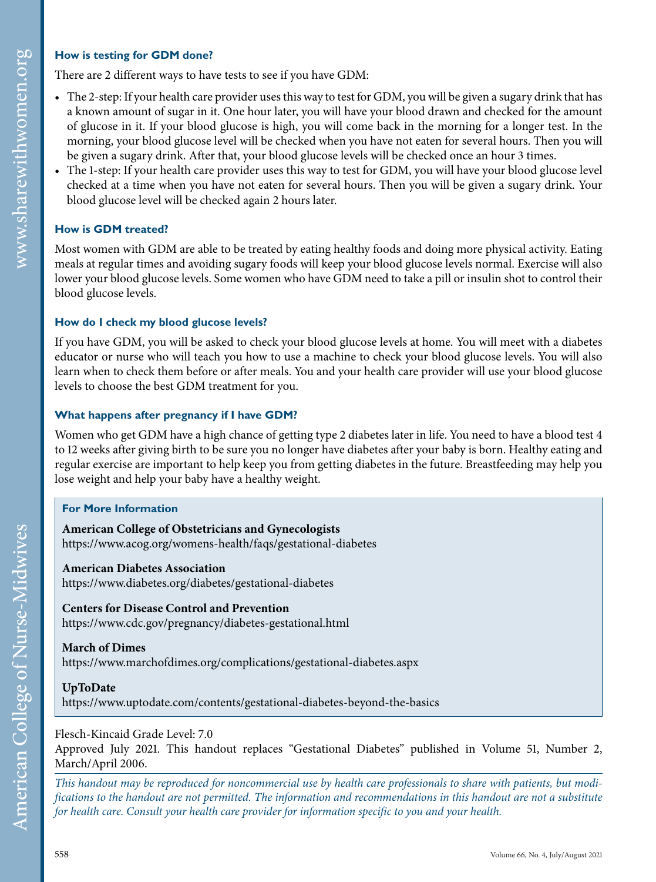### How is testing for GDM done?

There are 2 different ways to have tests to see if you have GDM:

- The 2-step: If your health care provider uses this way to test for GDM, you will be given a sugary drink that has a known amount of sugar in it. One hour later, you will have your blood drawn and checked for the amount of glucose in it. If your blood glucose is high, you will come back in the morning for a longer test. In the morning, your blood glucose level will be checked when you have not eaten for several hours. Then you will be given a sugary drink. After that, your blood glucose levels will be checked once an hour 3 times.
- The 1-step: If your health care provider uses this way to test for GDM, you will have your blood glucose level checked at a time when you have not eaten for several hours. Then you will be given a sugary drink. Your blood glucose level will be checked again 2 hours later.

### How is GDM treated?

Most women with GDM are able to be treated by eating healthy foods and doing more physical activity. Eating meals at regular times and avoiding sugary foods will keep your blood glucose levels normal. Exercise will also lower your blood glucose levels. Some women who have GDM need to take a pill or insulin shot to control their blood glucose levels.

### How do I check my blood glucose levels?

If you have GDM, you will be asked to check your blood glucose levels at home. You will meet with a diabetes educator or nurse who will teach you how to use a machine to check your blood glucose levels. You will also learn when to check them before or after meals. You and your health care provider will use your blood glucose levels to choose the best GDM treatment for you.

### What happens after pregnancy if I have GDM?

Women who get GDM have a high chance of getting type 2 diabetes later in life. You need to have a blood test 4 to 12 weeks after giving birth to be sure you no longer have diabetes after your baby is born. Healthy eating and regular exercise are important to help keep you from getting diabetes in the future. Breastfeeding may help you lose weight and help your baby have a healthy weight.

### For More Information

**American College of Obstetricians and Gynecologists**
https://www.acog.org/womens-health/faqs/gestational-diabetes

**American Diabetes Association**
https://www.diabetes.org/diabetes/gestational-diabetes

**Centers for Disease Control and Prevention**
https://www.cdc.gov/pregnancy/diabetes-gestational.html

**March of Dimes**
https://www.marchofdimes.org/complications/gestational-diabetes.aspx

**UpToDate**
https://www.uptodate.com/contents/gestational-diabetes-beyond-the-basics

Flesch-Kincaid Grade Level: 7.0
Approved July 2021. This handout replaces "Gestational Diabetes" published in Volume 51, Number 2, March/April 2006.

*This handout may be reproduced for noncommercial use by health care professionals to share with patients, but modifications to the handout are not permitted. The information and recommendations in this handout are not a substitute for health care. Consult your health care provider for information specific to you and your health.*